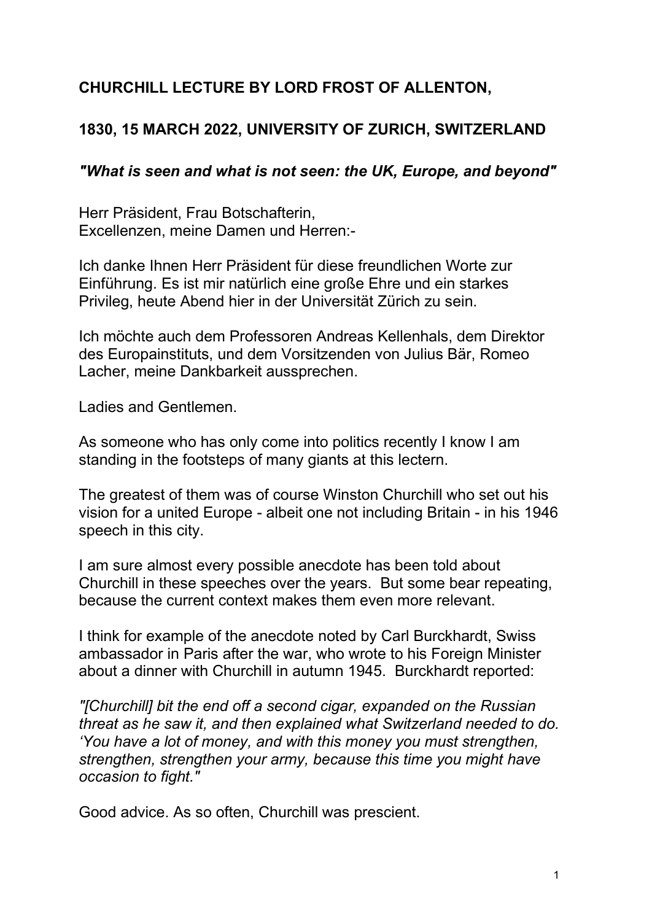# CHURCHILL LECTURE BY LORD FROST OF ALLENTON,

## 1830, 15 MARCH 2022, UNIVERSITY OF ZURICH, SWITZERLAND

### *"What is seen and what is not seen: the UK, Europe, and beyond"*

Herr Präsident, Frau Botschafterin,
Excellenzen, meine Damen und Herren:-

Ich danke Ihnen Herr Präsident für diese freundlichen Worte zur Einführung. Es ist mir natürlich eine große Ehre und ein starkes Privileg, heute Abend hier in der Universität Zürich zu sein.

Ich möchte auch dem Professoren Andreas Kellenhals, dem Direktor des Europainstituts, und dem Vorsitzenden von Julius Bär, Romeo Lacher, meine Dankbarkeit aussprechen.

Ladies and Gentlemen.

As someone who has only come into politics recently I know I am standing in the footsteps of many giants at this lectern.

The greatest of them was of course Winston Churchill who set out his vision for a united Europe - albeit one not including Britain - in his 1946 speech in this city.

I am sure almost every possible anecdote has been told about Churchill in these speeches over the years. But some bear repeating, because the current context makes them even more relevant.

I think for example of the anecdote noted by Carl Burckhardt, Swiss ambassador in Paris after the war, who wrote to his Foreign Minister about a dinner with Churchill in autumn 1945. Burckhardt reported:

*"[Churchill] bit the end off a second cigar, expanded on the Russian threat as he saw it, and then explained what Switzerland needed to do. 'You have a lot of money, and with this money you must strengthen, strengthen, strengthen your army, because this time you might have occasion to fight."*

Good advice. As so often, Churchill was prescient.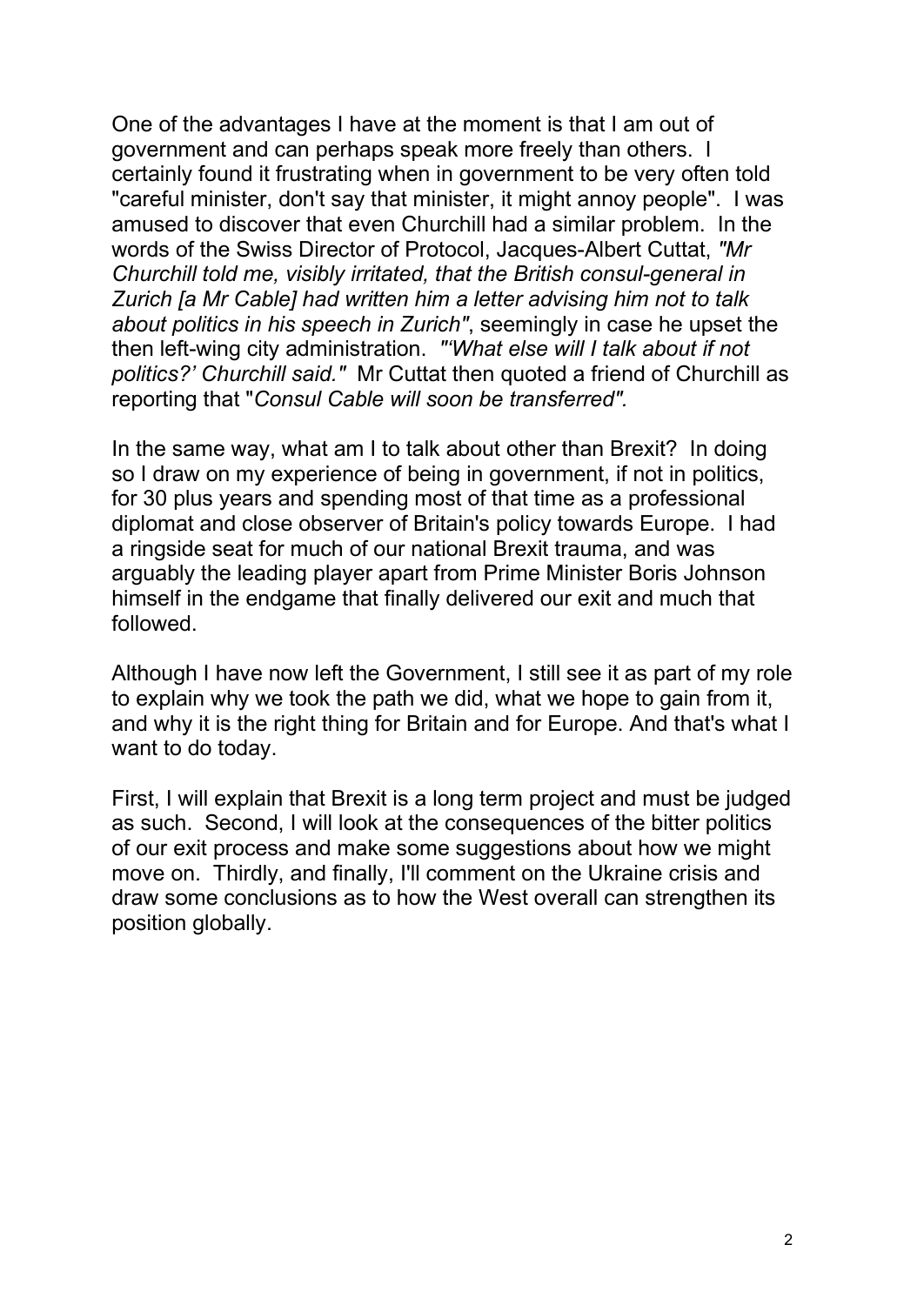One of the advantages I have at the moment is that I am out of government and can perhaps speak more freely than others. I certainly found it frustrating when in government to be very often told "careful minister, don't say that minister, it might annoy people". I was amused to discover that even Churchill had a similar problem. In the words of the Swiss Director of Protocol, Jacques-Albert Cuttat, *"Mr Churchill told me, visibly irritated, that the British consul-general in Zurich [a Mr Cable] had written him a letter advising him not to talk about politics in his speech in Zurich"*, seemingly in case he upset the then left-wing city administration. *"'What else will I talk about if not politics?' Churchill said."* Mr Cuttat then quoted a friend of Churchill as reporting that "*Consul Cable will soon be transferred".*

In the same way, what am I to talk about other than Brexit? In doing so I draw on my experience of being in government, if not in politics, for 30 plus years and spending most of that time as a professional diplomat and close observer of Britain's policy towards Europe. I had a ringside seat for much of our national Brexit trauma, and was arguably the leading player apart from Prime Minister Boris Johnson himself in the endgame that finally delivered our exit and much that followed.

Although I have now left the Government, I still see it as part of my role to explain why we took the path we did, what we hope to gain from it, and why it is the right thing for Britain and for Europe. And that's what I want to do today.

First, I will explain that Brexit is a long term project and must be judged as such. Second, I will look at the consequences of the bitter politics of our exit process and make some suggestions about how we might move on. Thirdly, and finally, I'll comment on the Ukraine crisis and draw some conclusions as to how the West overall can strengthen its position globally.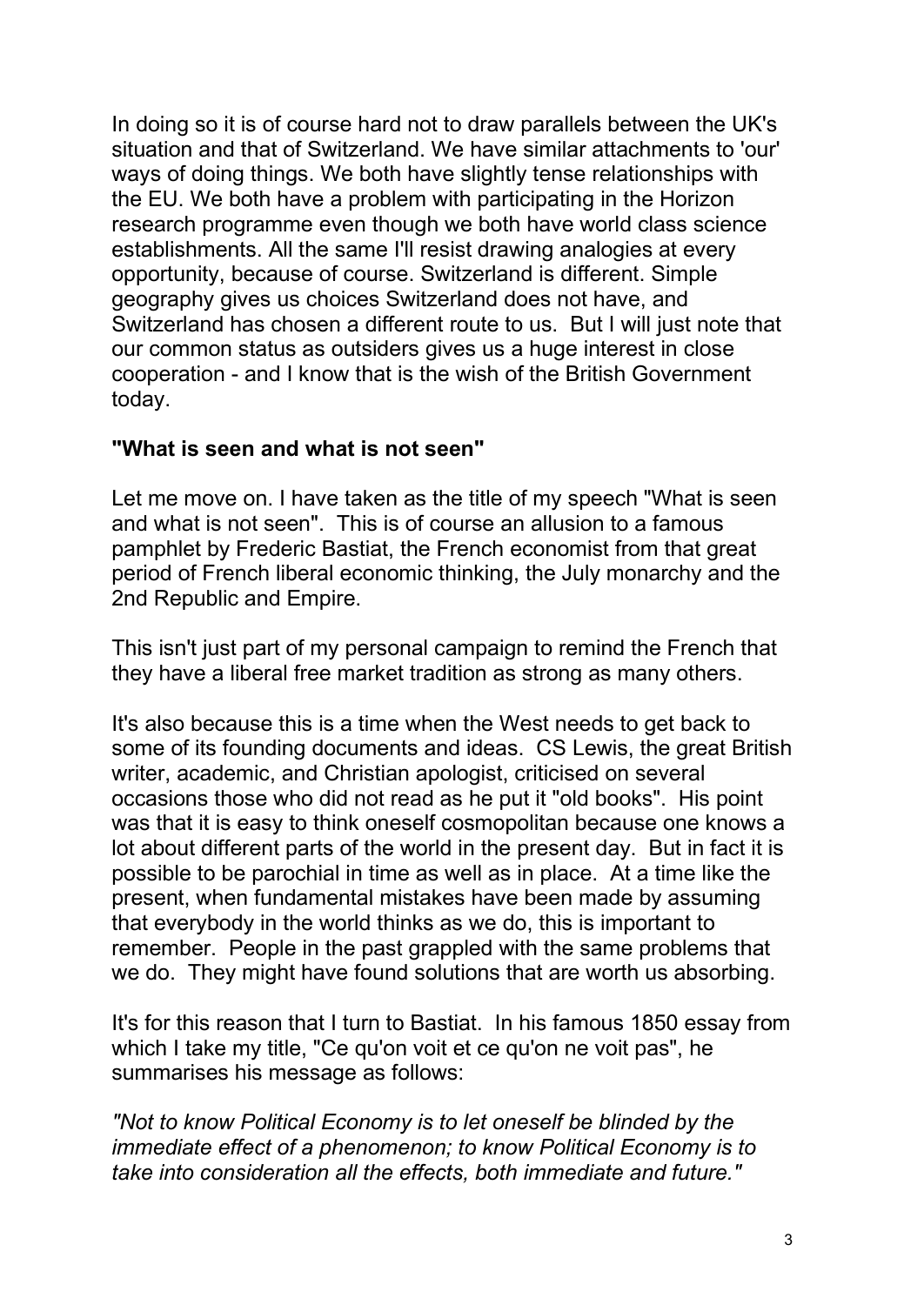In doing so it is of course hard not to draw parallels between the UK's situation and that of Switzerland. We have similar attachments to 'our' ways of doing things. We both have slightly tense relationships with the EU. We both have a problem with participating in the Horizon research programme even though we both have world class science establishments. All the same I'll resist drawing analogies at every opportunity, because of course. Switzerland is different. Simple geography gives us choices Switzerland does not have, and Switzerland has chosen a different route to us. But I will just note that our common status as outsiders gives us a huge interest in close cooperation - and I know that is the wish of the British Government today.

## "What is seen and what is not seen"

Let me move on. I have taken as the title of my speech "What is seen and what is not seen". This is of course an allusion to a famous pamphlet by Frederic Bastiat, the French economist from that great period of French liberal economic thinking, the July monarchy and the 2nd Republic and Empire.

This isn't just part of my personal campaign to remind the French that they have a liberal free market tradition as strong as many others.

It's also because this is a time when the West needs to get back to some of its founding documents and ideas. CS Lewis, the great British writer, academic, and Christian apologist, criticised on several occasions those who did not read as he put it "old books". His point was that it is easy to think oneself cosmopolitan because one knows a lot about different parts of the world in the present day. But in fact it is possible to be parochial in time as well as in place. At a time like the present, when fundamental mistakes have been made by assuming that everybody in the world thinks as we do, this is important to remember. People in the past grappled with the same problems that we do. They might have found solutions that are worth us absorbing.

It's for this reason that I turn to Bastiat. In his famous 1850 essay from which I take my title, "Ce qu'on voit et ce qu'on ne voit pas", he summarises his message as follows:

*"Not to know Political Economy is to let oneself be blinded by the immediate effect of a phenomenon; to know Political Economy is to take into consideration all the effects, both immediate and future."*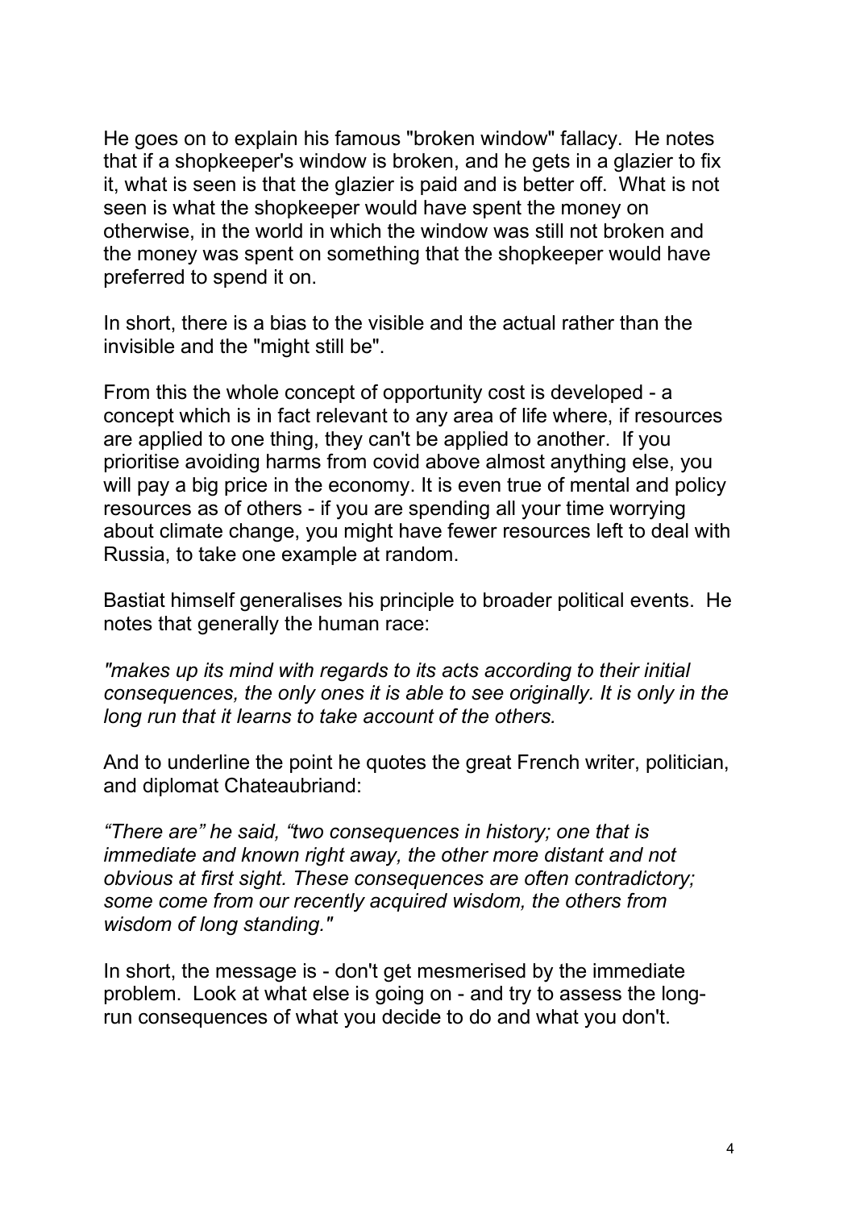He goes on to explain his famous "broken window" fallacy. He notes that if a shopkeeper's window is broken, and he gets in a glazier to fix it, what is seen is that the glazier is paid and is better off. What is not seen is what the shopkeeper would have spent the money on otherwise, in the world in which the window was still not broken and the money was spent on something that the shopkeeper would have preferred to spend it on.

In short, there is a bias to the visible and the actual rather than the invisible and the "might still be".

From this the whole concept of opportunity cost is developed - a concept which is in fact relevant to any area of life where, if resources are applied to one thing, they can't be applied to another. If you prioritise avoiding harms from covid above almost anything else, you will pay a big price in the economy. It is even true of mental and policy resources as of others - if you are spending all your time worrying about climate change, you might have fewer resources left to deal with Russia, to take one example at random.

Bastiat himself generalises his principle to broader political events. He notes that generally the human race:

*"makes up its mind with regards to its acts according to their initial consequences, the only ones it is able to see originally. It is only in the long run that it learns to take account of the others.*

And to underline the point he quotes the great French writer, politician, and diplomat Chateaubriand:

*“There are” he said, “two consequences in history; one that is immediate and known right away, the other more distant and not obvious at first sight. These consequences are often contradictory; some come from our recently acquired wisdom, the others from wisdom of long standing."*

In short, the message is - don't get mesmerised by the immediate problem. Look at what else is going on - and try to assess the long-run consequences of what you decide to do and what you don't.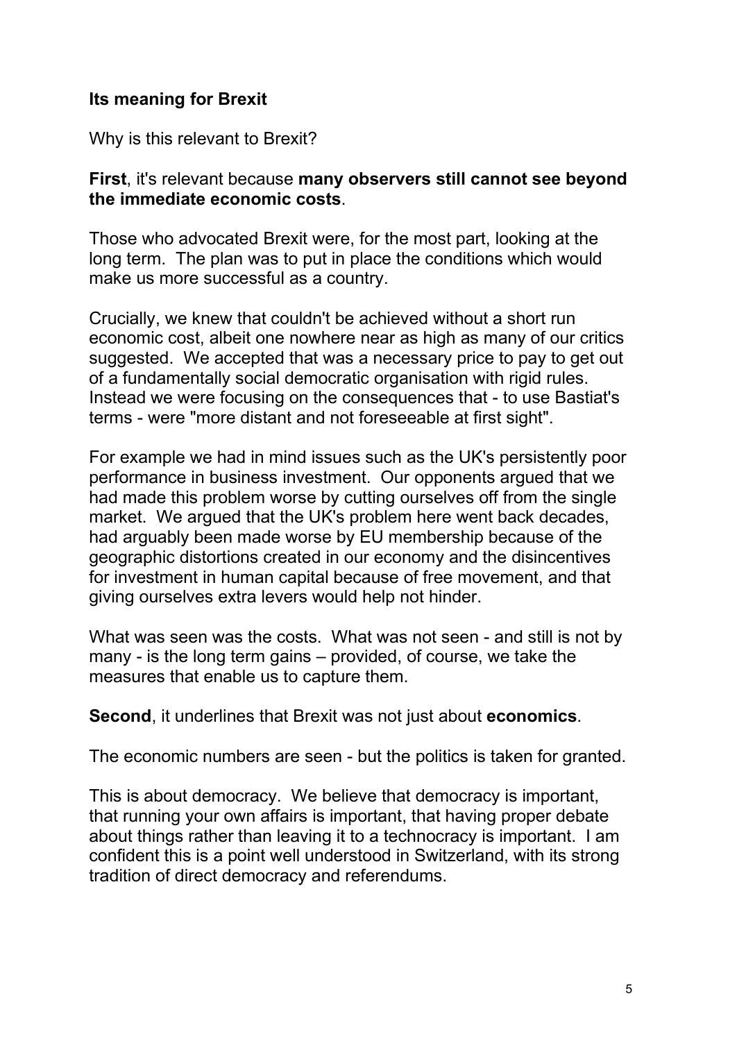**Its meaning for Brexit**

Why is this relevant to Brexit?

**First**, it's relevant because **many observers still cannot see beyond the immediate economic costs**.

Those who advocated Brexit were, for the most part, looking at the long term. The plan was to put in place the conditions which would make us more successful as a country.

Crucially, we knew that couldn't be achieved without a short run economic cost, albeit one nowhere near as high as many of our critics suggested. We accepted that was a necessary price to pay to get out of a fundamentally social democratic organisation with rigid rules. Instead we were focusing on the consequences that - to use Bastiat's terms - were "more distant and not foreseeable at first sight".

For example we had in mind issues such as the UK's persistently poor performance in business investment. Our opponents argued that we had made this problem worse by cutting ourselves off from the single market. We argued that the UK's problem here went back decades, had arguably been made worse by EU membership because of the geographic distortions created in our economy and the disincentives for investment in human capital because of free movement, and that giving ourselves extra levers would help not hinder.

What was seen was the costs. What was not seen - and still is not by many - is the long term gains – provided, of course, we take the measures that enable us to capture them.

**Second**, it underlines that Brexit was not just about **economics**.

The economic numbers are seen - but the politics is taken for granted.

This is about democracy. We believe that democracy is important, that running your own affairs is important, that having proper debate about things rather than leaving it to a technocracy is important. I am confident this is a point well understood in Switzerland, with its strong tradition of direct democracy and referendums.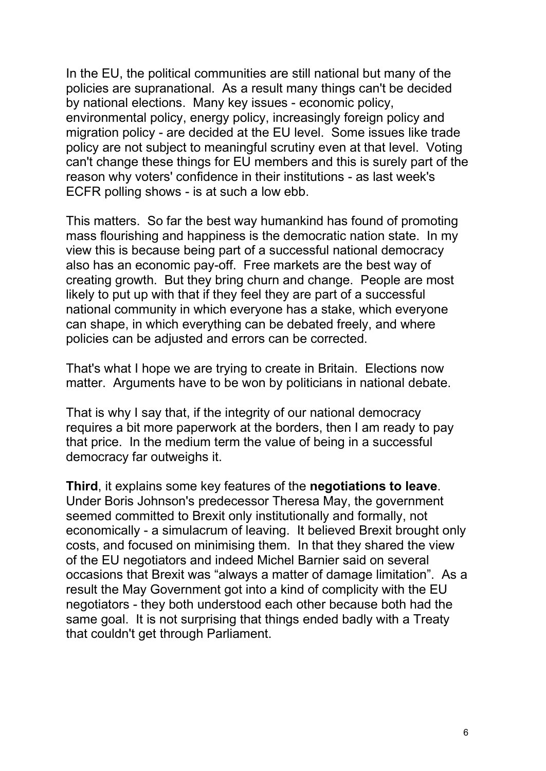In the EU, the political communities are still national but many of the policies are supranational. As a result many things can't be decided by national elections. Many key issues - economic policy, environmental policy, energy policy, increasingly foreign policy and migration policy - are decided at the EU level. Some issues like trade policy are not subject to meaningful scrutiny even at that level. Voting can't change these things for EU members and this is surely part of the reason why voters' confidence in their institutions - as last week's ECFR polling shows - is at such a low ebb.

This matters. So far the best way humankind has found of promoting mass flourishing and happiness is the democratic nation state. In my view this is because being part of a successful national democracy also has an economic pay-off. Free markets are the best way of creating growth. But they bring churn and change. People are most likely to put up with that if they feel they are part of a successful national community in which everyone has a stake, which everyone can shape, in which everything can be debated freely, and where policies can be adjusted and errors can be corrected.

That's what I hope we are trying to create in Britain. Elections now matter. Arguments have to be won by politicians in national debate.

That is why I say that, if the integrity of our national democracy requires a bit more paperwork at the borders, then I am ready to pay that price. In the medium term the value of being in a successful democracy far outweighs it.

**Third**, it explains some key features of the **negotiations to leave**. Under Boris Johnson's predecessor Theresa May, the government seemed committed to Brexit only institutionally and formally, not economically - a simulacrum of leaving. It believed Brexit brought only costs, and focused on minimising them. In that they shared the view of the EU negotiators and indeed Michel Barnier said on several occasions that Brexit was "always a matter of damage limitation". As a result the May Government got into a kind of complicity with the EU negotiators - they both understood each other because both had the same goal. It is not surprising that things ended badly with a Treaty that couldn't get through Parliament.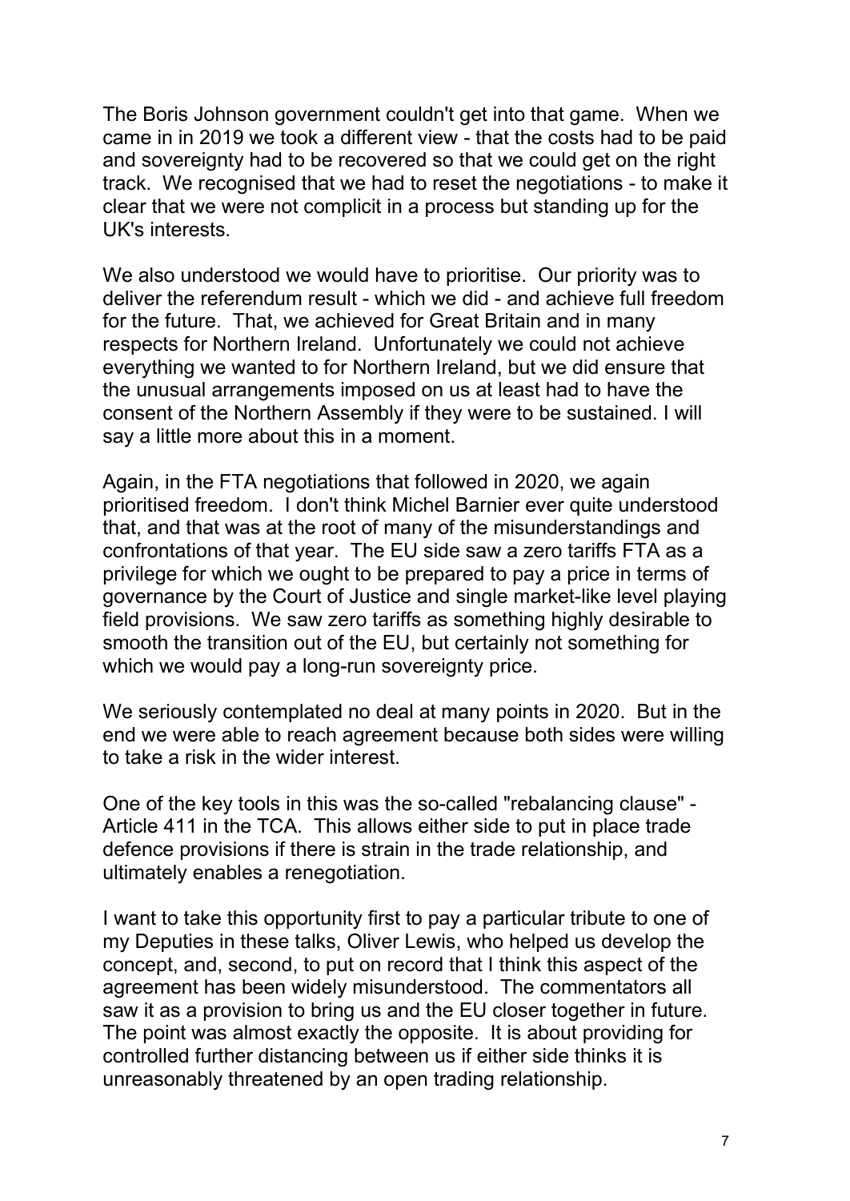The Boris Johnson government couldn't get into that game. When we came in in 2019 we took a different view - that the costs had to be paid and sovereignty had to be recovered so that we could get on the right track. We recognised that we had to reset the negotiations - to make it clear that we were not complicit in a process but standing up for the UK's interests.

We also understood we would have to prioritise. Our priority was to deliver the referendum result - which we did - and achieve full freedom for the future. That, we achieved for Great Britain and in many respects for Northern Ireland. Unfortunately we could not achieve everything we wanted to for Northern Ireland, but we did ensure that the unusual arrangements imposed on us at least had to have the consent of the Northern Assembly if they were to be sustained. I will say a little more about this in a moment.

Again, in the FTA negotiations that followed in 2020, we again prioritised freedom. I don't think Michel Barnier ever quite understood that, and that was at the root of many of the misunderstandings and confrontations of that year. The EU side saw a zero tariffs FTA as a privilege for which we ought to be prepared to pay a price in terms of governance by the Court of Justice and single market-like level playing field provisions. We saw zero tariffs as something highly desirable to smooth the transition out of the EU, but certainly not something for which we would pay a long-run sovereignty price.

We seriously contemplated no deal at many points in 2020. But in the end we were able to reach agreement because both sides were willing to take a risk in the wider interest.

One of the key tools in this was the so-called "rebalancing clause" - Article 411 in the TCA. This allows either side to put in place trade defence provisions if there is strain in the trade relationship, and ultimately enables a renegotiation.

I want to take this opportunity first to pay a particular tribute to one of my Deputies in these talks, Oliver Lewis, who helped us develop the concept, and, second, to put on record that I think this aspect of the agreement has been widely misunderstood. The commentators all saw it as a provision to bring us and the EU closer together in future. The point was almost exactly the opposite. It is about providing for controlled further distancing between us if either side thinks it is unreasonably threatened by an open trading relationship.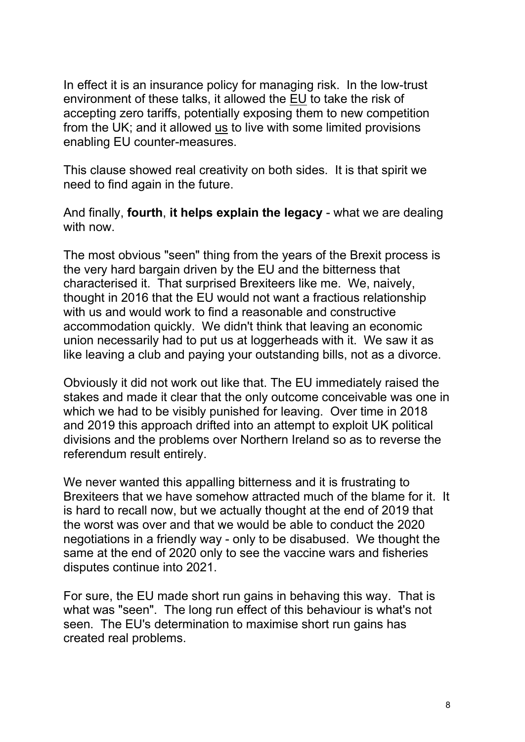In effect it is an insurance policy for managing risk. In the low-trust environment of these talks, it allowed the EU to take the risk of accepting zero tariffs, potentially exposing them to new competition from the UK; and it allowed us to live with some limited provisions enabling EU counter-measures.

This clause showed real creativity on both sides. It is that spirit we need to find again in the future.

And finally, **fourth**, **it helps explain the legacy** - what we are dealing with now.

The most obvious "seen" thing from the years of the Brexit process is the very hard bargain driven by the EU and the bitterness that characterised it. That surprised Brexiteers like me. We, naively, thought in 2016 that the EU would not want a fractious relationship with us and would work to find a reasonable and constructive accommodation quickly. We didn't think that leaving an economic union necessarily had to put us at loggerheads with it. We saw it as like leaving a club and paying your outstanding bills, not as a divorce.

Obviously it did not work out like that. The EU immediately raised the stakes and made it clear that the only outcome conceivable was one in which we had to be visibly punished for leaving. Over time in 2018 and 2019 this approach drifted into an attempt to exploit UK political divisions and the problems over Northern Ireland so as to reverse the referendum result entirely.

We never wanted this appalling bitterness and it is frustrating to Brexiteers that we have somehow attracted much of the blame for it. It is hard to recall now, but we actually thought at the end of 2019 that the worst was over and that we would be able to conduct the 2020 negotiations in a friendly way - only to be disabused. We thought the same at the end of 2020 only to see the vaccine wars and fisheries disputes continue into 2021.

For sure, the EU made short run gains in behaving this way. That is what was "seen". The long run effect of this behaviour is what's not seen. The EU's determination to maximise short run gains has created real problems.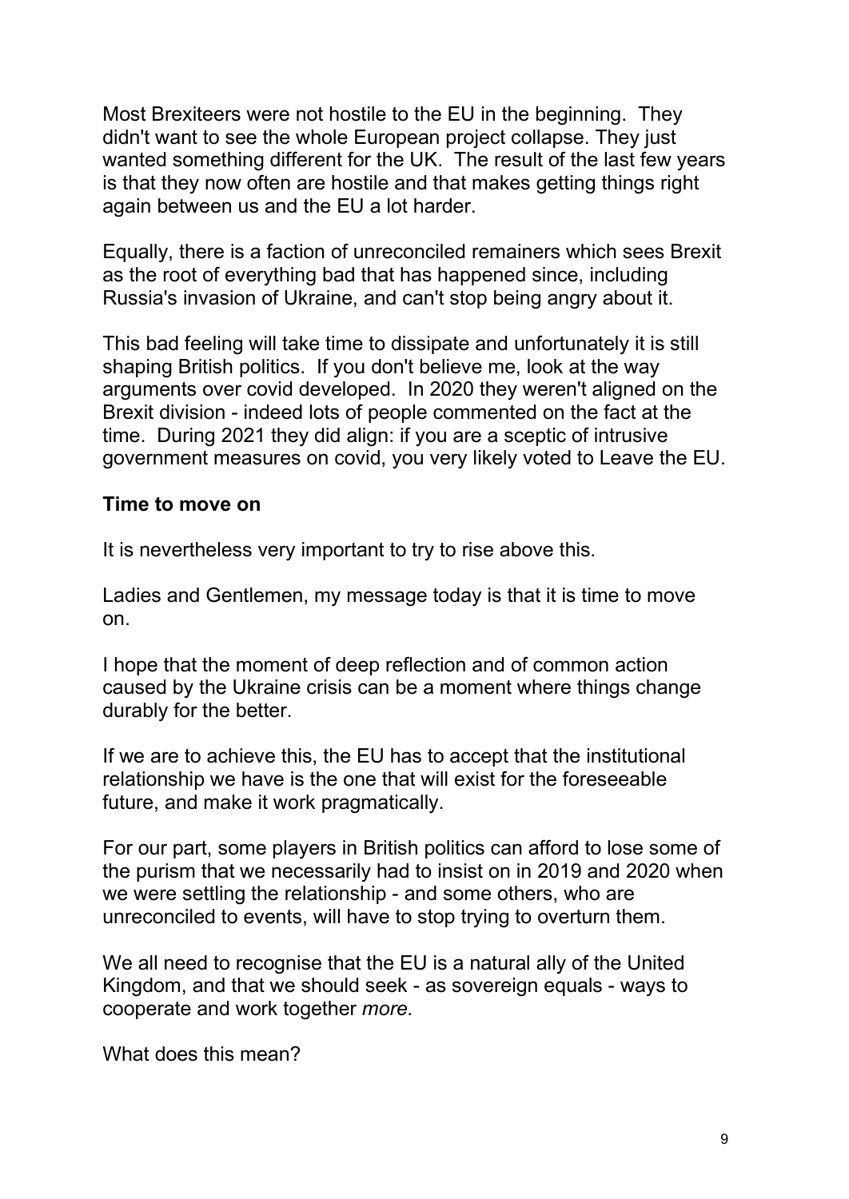Most Brexiteers were not hostile to the EU in the beginning. They didn't want to see the whole European project collapse. They just wanted something different for the UK. The result of the last few years is that they now often are hostile and that makes getting things right again between us and the EU a lot harder.

Equally, there is a faction of unreconciled remainers which sees Brexit as the root of everything bad that has happened since, including Russia's invasion of Ukraine, and can't stop being angry about it.

This bad feeling will take time to dissipate and unfortunately it is still shaping British politics. If you don't believe me, look at the way arguments over covid developed. In 2020 they weren't aligned on the Brexit division - indeed lots of people commented on the fact at the time. During 2021 they did align: if you are a sceptic of intrusive government measures on covid, you very likely voted to Leave the EU.

**Time to move on**

It is nevertheless very important to try to rise above this.

Ladies and Gentlemen, my message today is that it is time to move on.

I hope that the moment of deep reflection and of common action caused by the Ukraine crisis can be a moment where things change durably for the better.

If we are to achieve this, the EU has to accept that the institutional relationship we have is the one that will exist for the foreseeable future, and make it work pragmatically.

For our part, some players in British politics can afford to lose some of the purism that we necessarily had to insist on in 2019 and 2020 when we were settling the relationship - and some others, who are unreconciled to events, will have to stop trying to overturn them.

We all need to recognise that the EU is a natural ally of the United Kingdom, and that we should seek - as sovereign equals - ways to cooperate and work together *more.*

What does this mean?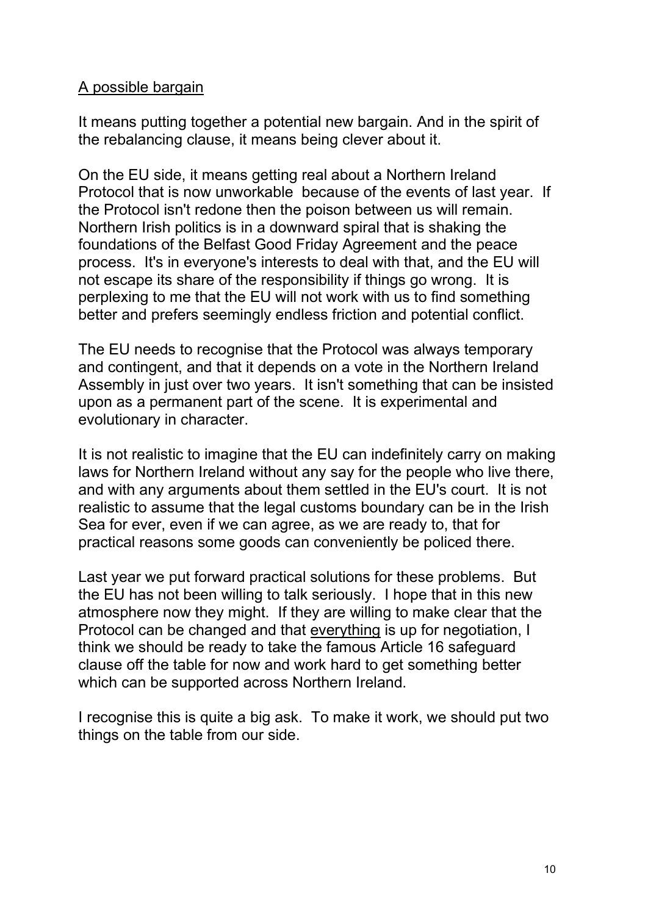A possible bargain

It means putting together a potential new bargain. And in the spirit of the rebalancing clause, it means being clever about it.

On the EU side, it means getting real about a Northern Ireland Protocol that is now unworkable because of the events of last year. If the Protocol isn't redone then the poison between us will remain. Northern Irish politics is in a downward spiral that is shaking the foundations of the Belfast Good Friday Agreement and the peace process. It's in everyone's interests to deal with that, and the EU will not escape its share of the responsibility if things go wrong. It is perplexing to me that the EU will not work with us to find something better and prefers seemingly endless friction and potential conflict.

The EU needs to recognise that the Protocol was always temporary and contingent, and that it depends on a vote in the Northern Ireland Assembly in just over two years. It isn't something that can be insisted upon as a permanent part of the scene. It is experimental and evolutionary in character.

It is not realistic to imagine that the EU can indefinitely carry on making laws for Northern Ireland without any say for the people who live there, and with any arguments about them settled in the EU's court. It is not realistic to assume that the legal customs boundary can be in the Irish Sea for ever, even if we can agree, as we are ready to, that for practical reasons some goods can conveniently be policed there.

Last year we put forward practical solutions for these problems. But the EU has not been willing to talk seriously. I hope that in this new atmosphere now they might. If they are willing to make clear that the Protocol can be changed and that everything is up for negotiation, I think we should be ready to take the famous Article 16 safeguard clause off the table for now and work hard to get something better which can be supported across Northern Ireland.

I recognise this is quite a big ask. To make it work, we should put two things on the table from our side.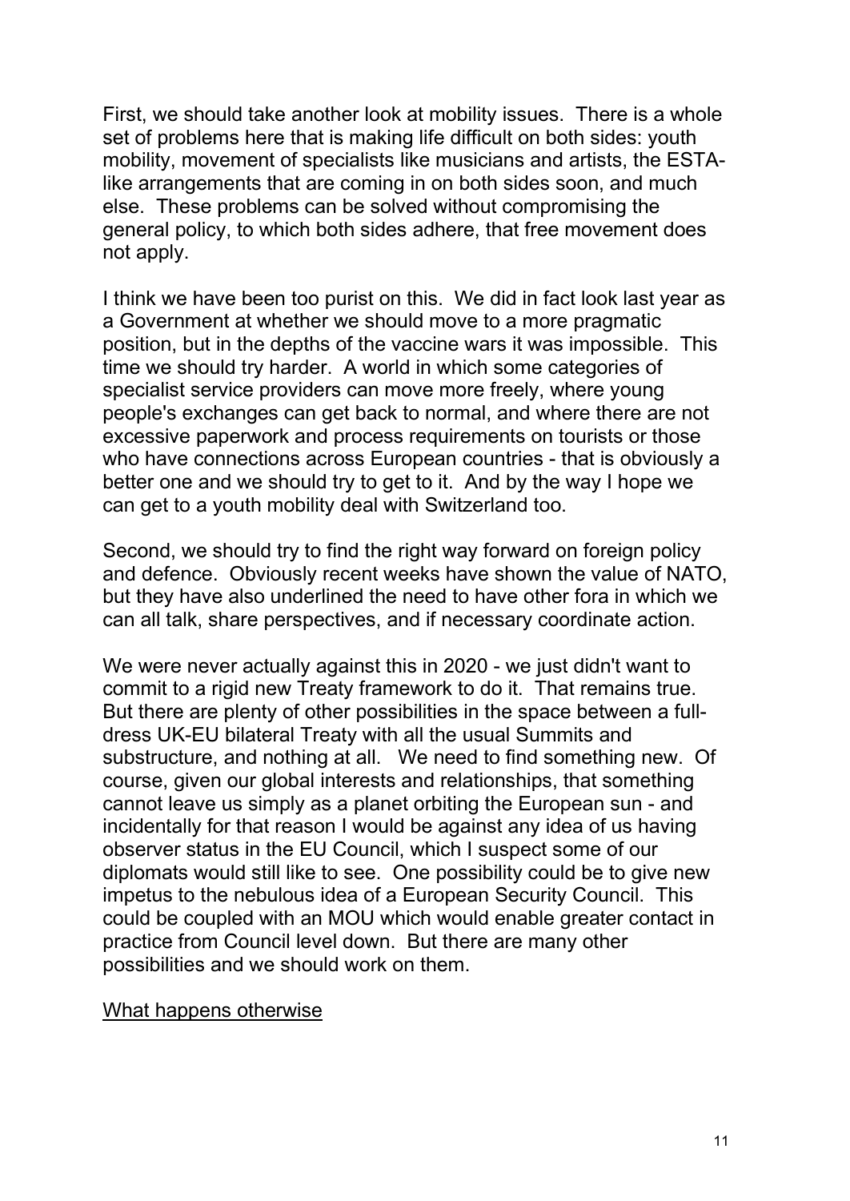First, we should take another look at mobility issues. There is a whole set of problems here that is making life difficult on both sides: youth mobility, movement of specialists like musicians and artists, the ESTA-like arrangements that are coming in on both sides soon, and much else. These problems can be solved without compromising the general policy, to which both sides adhere, that free movement does not apply.

I think we have been too purist on this. We did in fact look last year as a Government at whether we should move to a more pragmatic position, but in the depths of the vaccine wars it was impossible. This time we should try harder. A world in which some categories of specialist service providers can move more freely, where young people's exchanges can get back to normal, and where there are not excessive paperwork and process requirements on tourists or those who have connections across European countries - that is obviously a better one and we should try to get to it. And by the way I hope we can get to a youth mobility deal with Switzerland too.

Second, we should try to find the right way forward on foreign policy and defence. Obviously recent weeks have shown the value of NATO, but they have also underlined the need to have other fora in which we can all talk, share perspectives, and if necessary coordinate action.

We were never actually against this in 2020 - we just didn't want to commit to a rigid new Treaty framework to do it. That remains true. But there are plenty of other possibilities in the space between a full-dress UK-EU bilateral Treaty with all the usual Summits and substructure, and nothing at all. We need to find something new. Of course, given our global interests and relationships, that something cannot leave us simply as a planet orbiting the European sun - and incidentally for that reason I would be against any idea of us having observer status in the EU Council, which I suspect some of our diplomats would still like to see. One possibility could be to give new impetus to the nebulous idea of a European Security Council. This could be coupled with an MOU which would enable greater contact in practice from Council level down. But there are many other possibilities and we should work on them.

<u>What happens otherwise</u>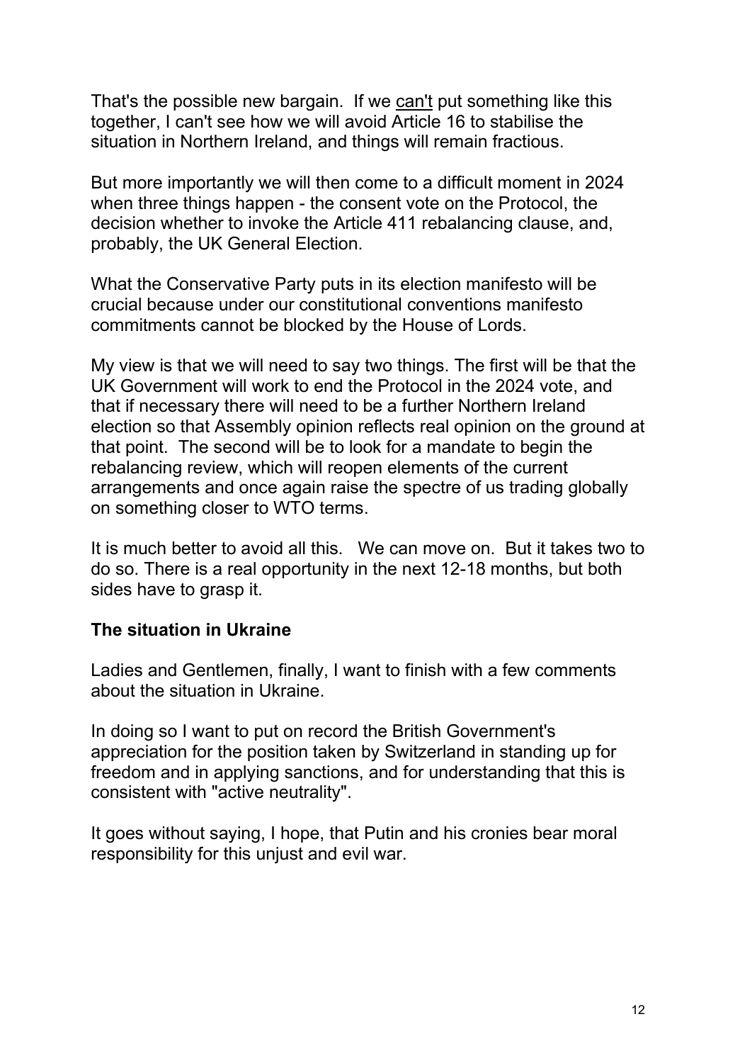That's the possible new bargain. If we <u>can't</u> put something like this together, I can't see how we will avoid Article 16 to stabilise the situation in Northern Ireland, and things will remain fractious.

But more importantly we will then come to a difficult moment in 2024 when three things happen - the consent vote on the Protocol, the decision whether to invoke the Article 411 rebalancing clause, and, probably, the UK General Election.

What the Conservative Party puts in its election manifesto will be crucial because under our constitutional conventions manifesto commitments cannot be blocked by the House of Lords.

My view is that we will need to say two things. The first will be that the UK Government will work to end the Protocol in the 2024 vote, and that if necessary there will need to be a further Northern Ireland election so that Assembly opinion reflects real opinion on the ground at that point. The second will be to look for a mandate to begin the rebalancing review, which will reopen elements of the current arrangements and once again raise the spectre of us trading globally on something closer to WTO terms.

It is much better to avoid all this. We can move on. But it takes two to do so. There is a real opportunity in the next 12-18 months, but both sides have to grasp it.

**The situation in Ukraine**

Ladies and Gentlemen, finally, I want to finish with a few comments about the situation in Ukraine.

In doing so I want to put on record the British Government's appreciation for the position taken by Switzerland in standing up for freedom and in applying sanctions, and for understanding that this is consistent with "active neutrality".

It goes without saying, I hope, that Putin and his cronies bear moral responsibility for this unjust and evil war.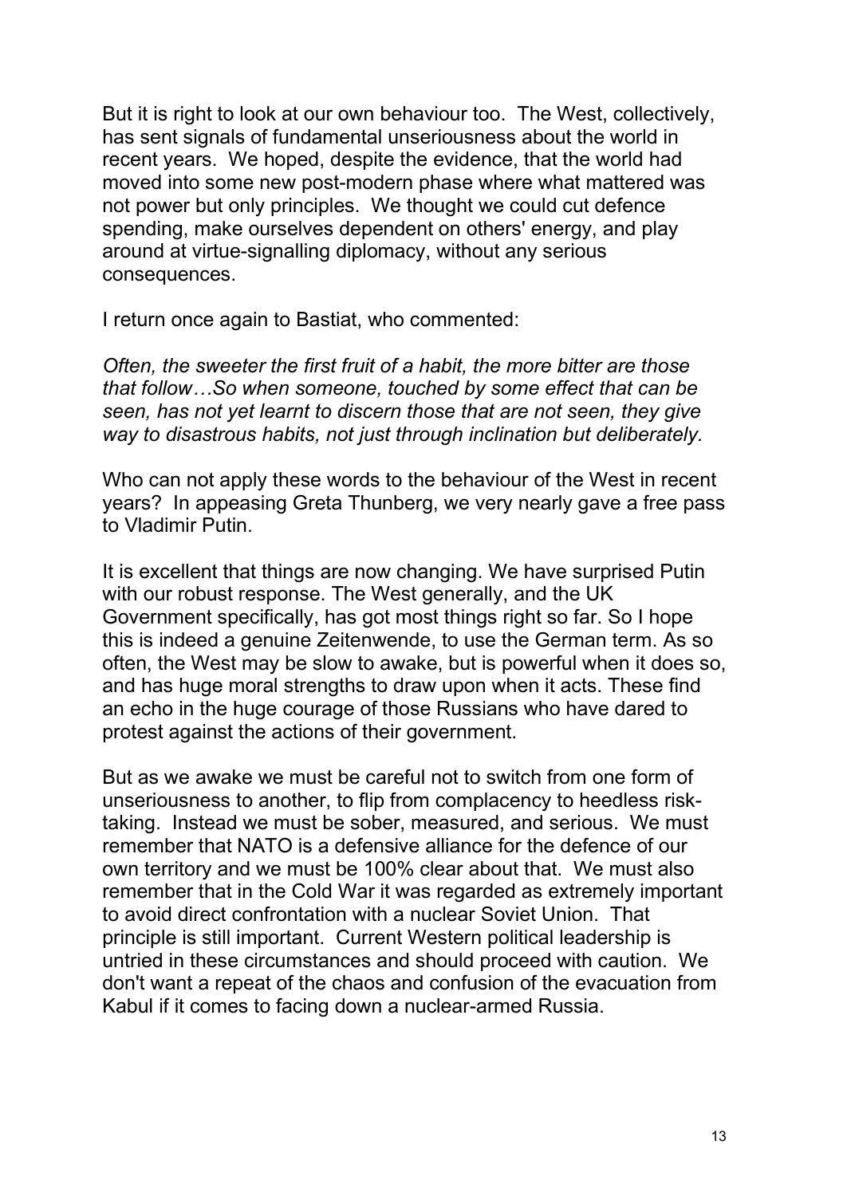But it is right to look at our own behaviour too. The West, collectively, has sent signals of fundamental unseriousness about the world in recent years. We hoped, despite the evidence, that the world had moved into some new post-modern phase where what mattered was not power but only principles. We thought we could cut defence spending, make ourselves dependent on others' energy, and play around at virtue-signalling diplomacy, without any serious consequences.

I return once again to Bastiat, who commented:

*Often, the sweeter the first fruit of a habit, the more bitter are those that follow…So when someone, touched by some effect that can be seen, has not yet learnt to discern those that are not seen, they give way to disastrous habits, not just through inclination but deliberately.*

Who can not apply these words to the behaviour of the West in recent years? In appeasing Greta Thunberg, we very nearly gave a free pass to Vladimir Putin.

It is excellent that things are now changing. We have surprised Putin with our robust response. The West generally, and the UK Government specifically, has got most things right so far. So I hope this is indeed a genuine Zeitenwende, to use the German term. As so often, the West may be slow to awake, but is powerful when it does so, and has huge moral strengths to draw upon when it acts. These find an echo in the huge courage of those Russians who have dared to protest against the actions of their government.

But as we awake we must be careful not to switch from one form of unseriousness to another, to flip from complacency to heedless risk-taking. Instead we must be sober, measured, and serious. We must remember that NATO is a defensive alliance for the defence of our own territory and we must be 100% clear about that. We must also remember that in the Cold War it was regarded as extremely important to avoid direct confrontation with a nuclear Soviet Union. That principle is still important. Current Western political leadership is untried in these circumstances and should proceed with caution. We don't want a repeat of the chaos and confusion of the evacuation from Kabul if it comes to facing down a nuclear-armed Russia.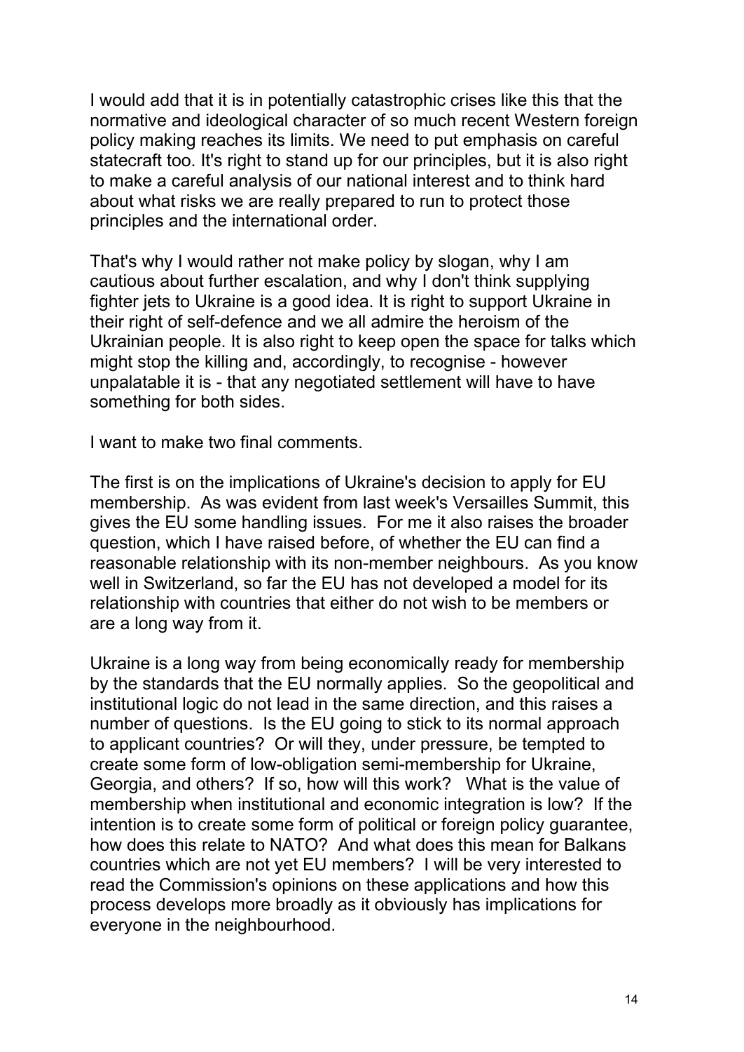I would add that it is in potentially catastrophic crises like this that the normative and ideological character of so much recent Western foreign policy making reaches its limits. We need to put emphasis on careful statecraft too. It's right to stand up for our principles, but it is also right to make a careful analysis of our national interest and to think hard about what risks we are really prepared to run to protect those principles and the international order.

That's why I would rather not make policy by slogan, why I am cautious about further escalation, and why I don't think supplying fighter jets to Ukraine is a good idea. It is right to support Ukraine in their right of self-defence and we all admire the heroism of the Ukrainian people. It is also right to keep open the space for talks which might stop the killing and, accordingly, to recognise - however unpalatable it is - that any negotiated settlement will have to have something for both sides.

I want to make two final comments.

The first is on the implications of Ukraine's decision to apply for EU membership. As was evident from last week's Versailles Summit, this gives the EU some handling issues. For me it also raises the broader question, which I have raised before, of whether the EU can find a reasonable relationship with its non-member neighbours. As you know well in Switzerland, so far the EU has not developed a model for its relationship with countries that either do not wish to be members or are a long way from it.

Ukraine is a long way from being economically ready for membership by the standards that the EU normally applies. So the geopolitical and institutional logic do not lead in the same direction, and this raises a number of questions. Is the EU going to stick to its normal approach to applicant countries? Or will they, under pressure, be tempted to create some form of low-obligation semi-membership for Ukraine, Georgia, and others? If so, how will this work? What is the value of membership when institutional and economic integration is low? If the intention is to create some form of political or foreign policy guarantee, how does this relate to NATO? And what does this mean for Balkans countries which are not yet EU members? I will be very interested to read the Commission's opinions on these applications and how this process develops more broadly as it obviously has implications for everyone in the neighbourhood.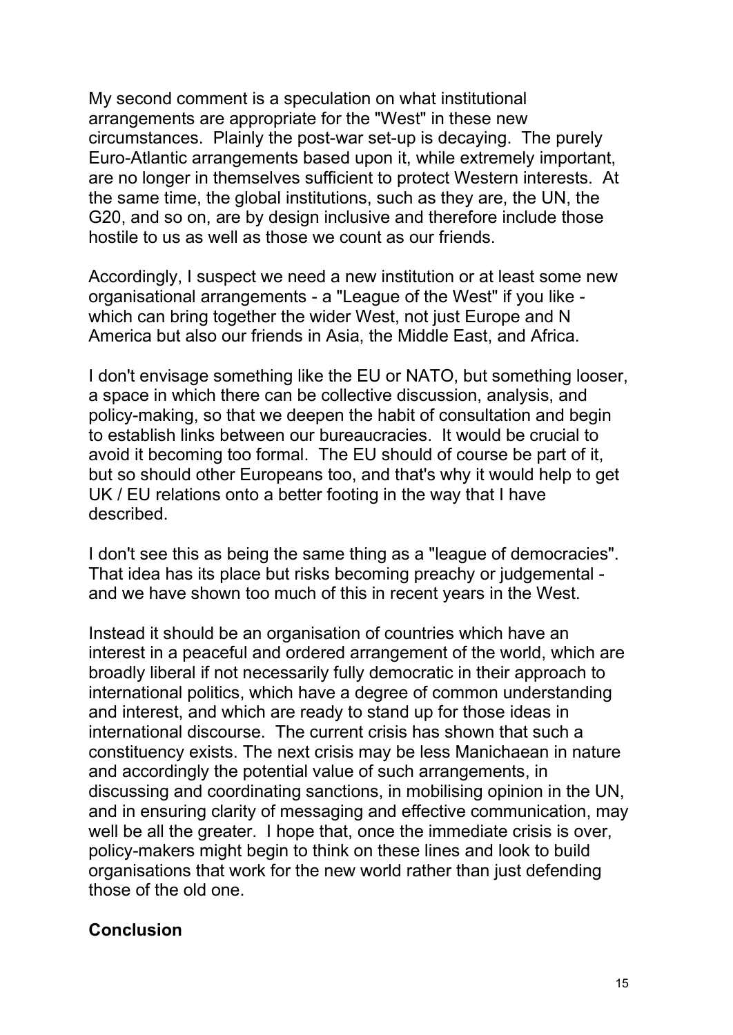My second comment is a speculation on what institutional arrangements are appropriate for the "West" in these new circumstances. Plainly the post-war set-up is decaying. The purely Euro-Atlantic arrangements based upon it, while extremely important, are no longer in themselves sufficient to protect Western interests. At the same time, the global institutions, such as they are, the UN, the G20, and so on, are by design inclusive and therefore include those hostile to us as well as those we count as our friends.

Accordingly, I suspect we need a new institution or at least some new organisational arrangements - a "League of the West" if you like - which can bring together the wider West, not just Europe and N America but also our friends in Asia, the Middle East, and Africa.

I don't envisage something like the EU or NATO, but something looser, a space in which there can be collective discussion, analysis, and policy-making, so that we deepen the habit of consultation and begin to establish links between our bureaucracies. It would be crucial to avoid it becoming too formal. The EU should of course be part of it, but so should other Europeans too, and that's why it would help to get UK / EU relations onto a better footing in the way that I have described.

I don't see this as being the same thing as a "league of democracies". That idea has its place but risks becoming preachy or judgemental - and we have shown too much of this in recent years in the West.

Instead it should be an organisation of countries which have an interest in a peaceful and ordered arrangement of the world, which are broadly liberal if not necessarily fully democratic in their approach to international politics, which have a degree of common understanding and interest, and which are ready to stand up for those ideas in international discourse. The current crisis has shown that such a constituency exists. The next crisis may be less Manichaean in nature and accordingly the potential value of such arrangements, in discussing and coordinating sanctions, in mobilising opinion in the UN, and in ensuring clarity of messaging and effective communication, may well be all the greater. I hope that, once the immediate crisis is over, policy-makers might begin to think on these lines and look to build organisations that work for the new world rather than just defending those of the old one.

**Conclusion**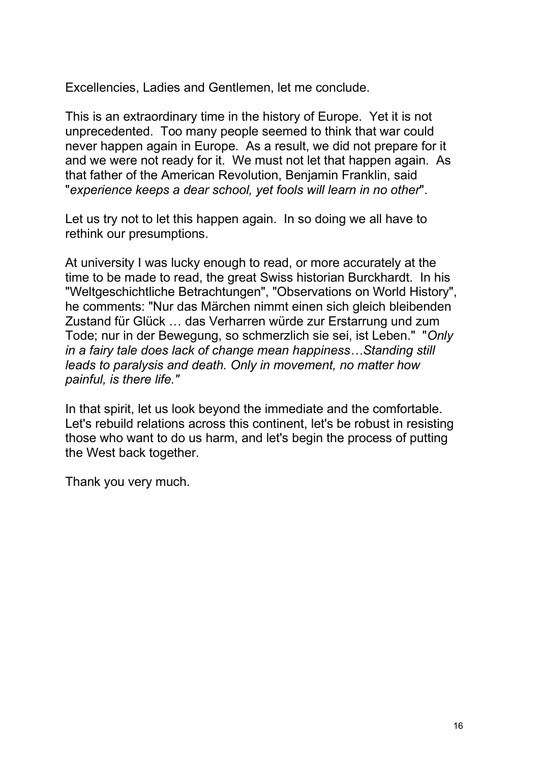Excellencies, Ladies and Gentlemen, let me conclude.

This is an extraordinary time in the history of Europe. Yet it is not unprecedented. Too many people seemed to think that war could never happen again in Europe. As a result, we did not prepare for it and we were not ready for it. We must not let that happen again. As that father of the American Revolution, Benjamin Franklin, said "*experience keeps a dear school, yet fools will learn in no other*".

Let us try not to let this happen again. In so doing we all have to rethink our presumptions.

At university I was lucky enough to read, or more accurately at the time to be made to read, the great Swiss historian Burckhardt. In his "Weltgeschichtliche Betrachtungen", "Observations on World History", he comments: "Nur das Märchen nimmt einen sich gleich bleibenden Zustand für Glück … das Verharren würde zur Erstarrung und zum Tode; nur in der Bewegung, so schmerzlich sie sei, ist Leben." "*Only in a fairy tale does lack of change mean happiness…Standing still leads to paralysis and death. Only in movement, no matter how painful, is there life."*

In that spirit, let us look beyond the immediate and the comfortable. Let's rebuild relations across this continent, let's be robust in resisting those who want to do us harm, and let's begin the process of putting the West back together.

Thank you very much.